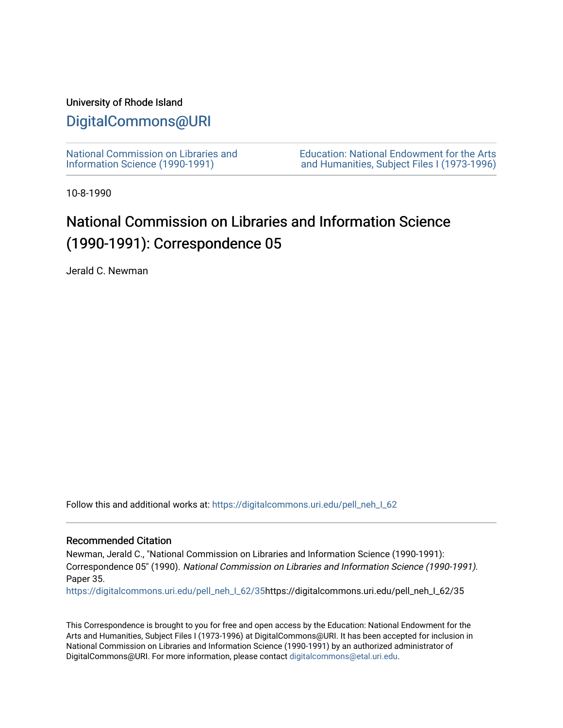University of Rhode Island

# DigitalCommons@URI

National Commission on Libraries and Information Science (1990-1991)

Education: National Endowment for the Arts and Humanities, Subject Files I (1973-1996)

10-8-1990

## National Commission on Libraries and Information Science (1990-1991): Correspondence 05

Jerald C. Newman

Follow this and additional works at: https://digitalcommons.uri.edu/pell_neh_I_62

### Recommended Citation

Newman, Jerald C., "National Commission on Libraries and Information Science (1990-1991): Correspondence 05" (1990). *National Commission on Libraries and Information Science (1990-1991).* Paper 35.
https://digitalcommons.uri.edu/pell_neh_I_62/35https://digitalcommons.uri.edu/pell_neh_I_62/35

This Correspondence is brought to you for free and open access by the Education: National Endowment for the Arts and Humanities, Subject Files I (1973-1996) at DigitalCommons@URI. It has been accepted for inclusion in National Commission on Libraries and Information Science (1990-1991) by an authorized administrator of DigitalCommons@URI. For more information, please contact digitalcommons@etal.uri.edu.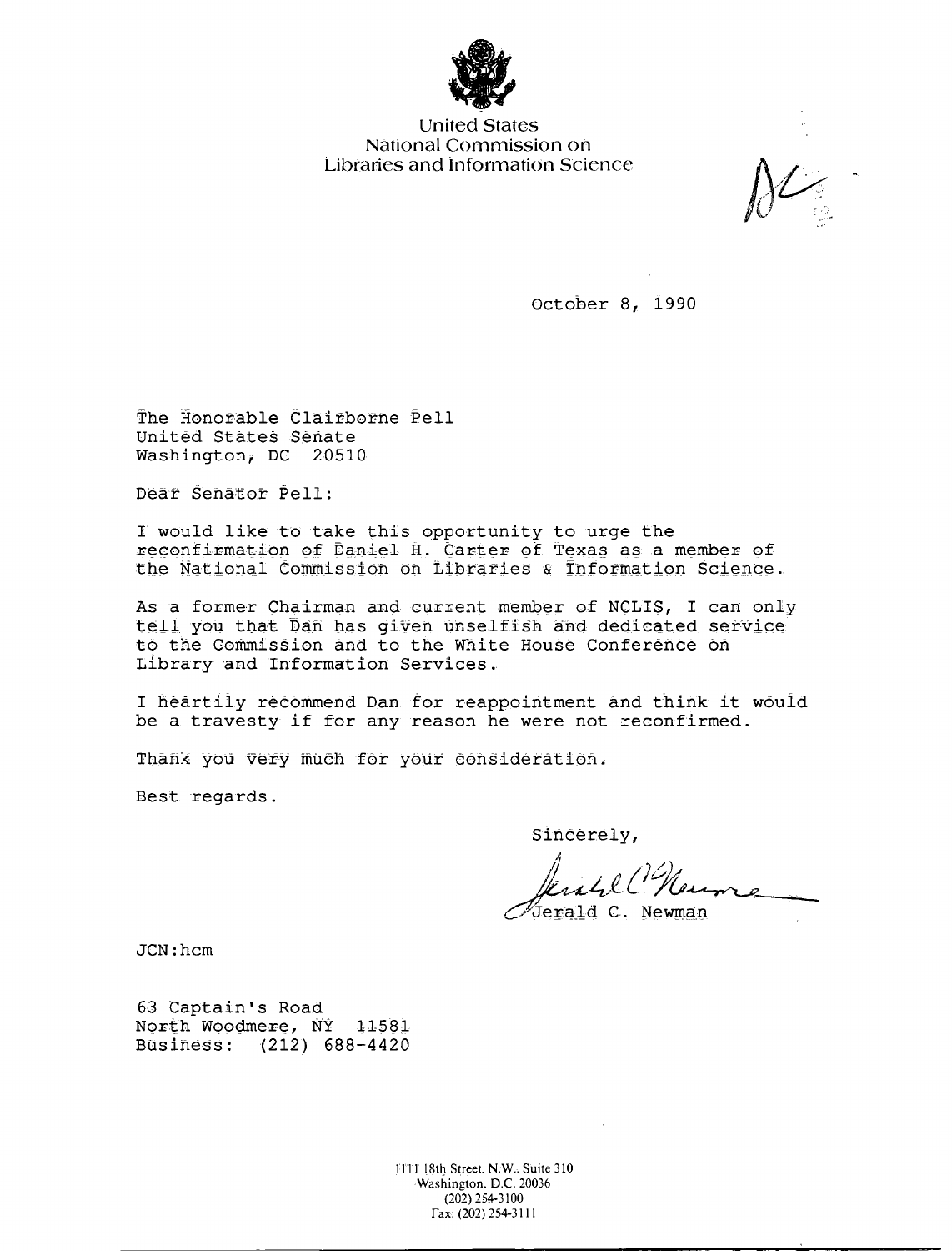United States
National Commission on
Libraries and Information Science

October 8, 1990

The Honorable Clairborne Pell
United States Senate
Washington, DC 20510

Dear Senator Pell:

I would like to take this opportunity to urge the reconfirmation of Daniel H. Carter of Texas as a member of the National Commission on Libraries & Information Science.

As a former Chairman and current member of NCLIS, I can only tell you that Dan has given unselfish and dedicated service to the Commission and to the White House Conference on Library and Information Services.

I heartily recommend Dan for reappointment and think it would be a travesty if for any reason he were not reconfirmed.

Thank you very much for your consideration.

Best regards.

Sincerely,

Jerald C. Newman

JCN:hcm

63 Captain's Road
North Woodmere, NY 11581
Business: (212) 688-4420

1111 18th Street, N.W., Suite 310
Washington, D.C. 20036
(202) 254-3100
Fax: (202) 254-3111